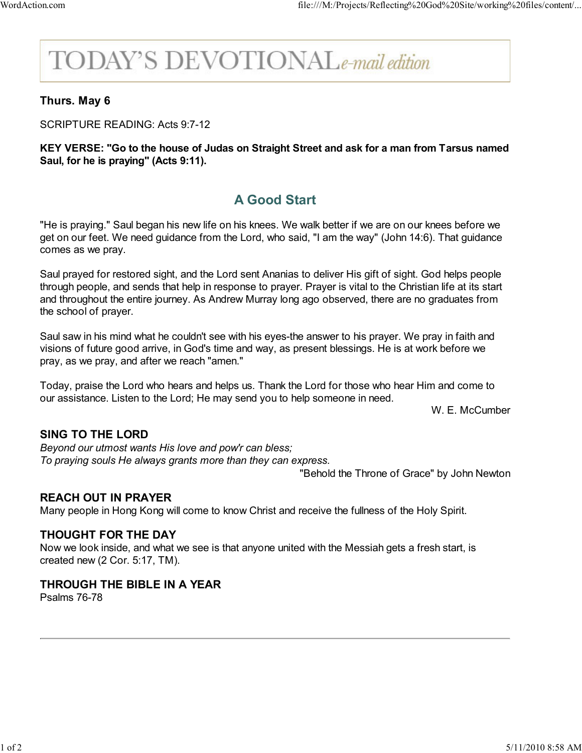# TODAY'S DEVOTIONAL *e-mail edition*

**Thurs. May 6**

SCRIPTURE READING: Acts 9:7-12

**KEY VERSE: "Go to the house of Judas on Straight Street and ask for a man from Tarsus named Saul, for he is praying" (Acts 9:11).**

## A Good Start

"He is praying." Saul began his new life on his knees. We walk better if we are on our knees before we get on our feet. We need guidance from the Lord, who said, "I am the way" (John 14:6). That guidance comes as we pray.

Saul prayed for restored sight, and the Lord sent Ananias to deliver His gift of sight. God helps people through people, and sends that help in response to prayer. Prayer is vital to the Christian life at its start and throughout the entire journey. As Andrew Murray long ago observed, there are no graduates from the school of prayer.

Saul saw in his mind what he couldn't see with his eyes-the answer to his prayer. We pray in faith and visions of future good arrive, in God's time and way, as present blessings. He is at work before we pray, as we pray, and after we reach "amen."

Today, praise the Lord who hears and helps us. Thank the Lord for those who hear Him and come to our assistance. Listen to the Lord; He may send you to help someone in need.

W. E. McCumber

### SING TO THE LORD

*Beyond our utmost wants His love and pow'r can bless;*
*To praying souls He always grants more than they can express.*

"Behold the Throne of Grace" by John Newton

### REACH OUT IN PRAYER

Many people in Hong Kong will come to know Christ and receive the fullness of the Holy Spirit.

### THOUGHT FOR THE DAY

Now we look inside, and what we see is that anyone united with the Messiah gets a fresh start, is created new (2 Cor. 5:17, TM).

### THROUGH THE BIBLE IN A YEAR

Psalms 76-78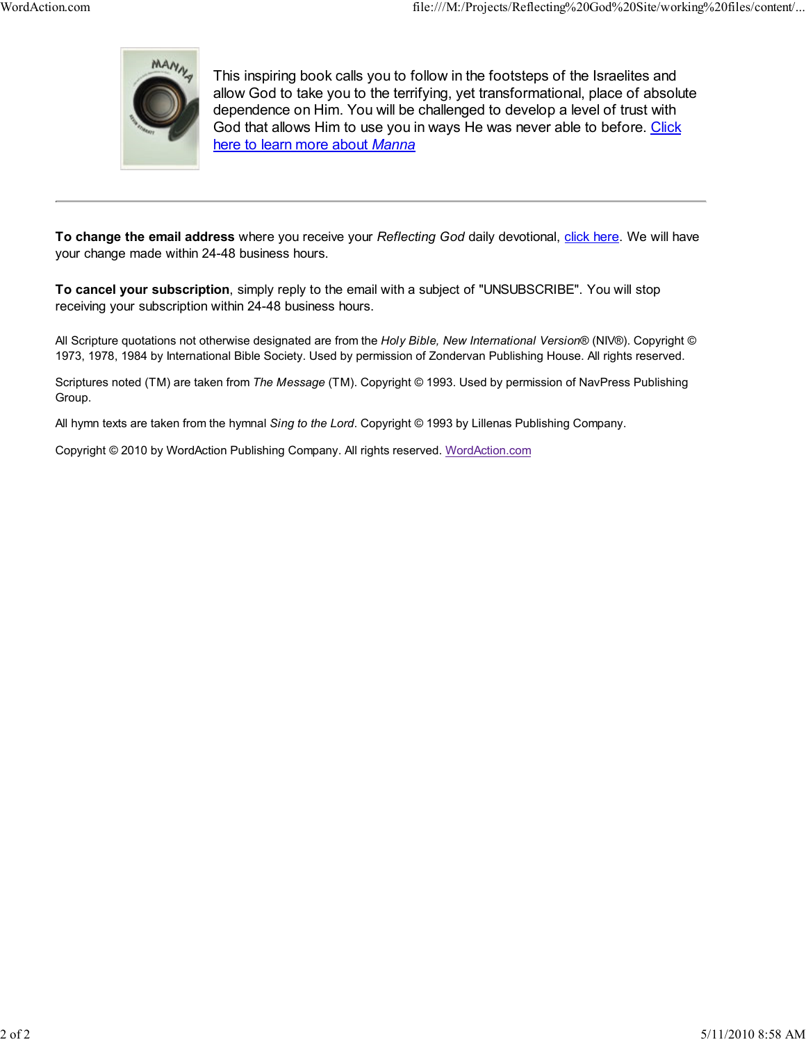This inspiring book calls you to follow in the footsteps of the Israelites and allow God to take you to the terrifying, yet transformational, place of absolute dependence on Him. You will be challenged to develop a level of trust with God that allows Him to use you in ways He was never able to before. Click here to learn more about *Manna*

---

**To change the email address** where you receive your *Reflecting God* daily devotional, click here. We will have your change made within 24-48 business hours.

**To cancel your subscription**, simply reply to the email with a subject of "UNSUBSCRIBE". You will stop receiving your subscription within 24-48 business hours.

All Scripture quotations not otherwise designated are from the *Holy Bible, New International Version*® (NIV®). Copyright © 1973, 1978, 1984 by International Bible Society. Used by permission of Zondervan Publishing House. All rights reserved.

Scriptures noted (TM) are taken from *The Message* (TM). Copyright © 1993. Used by permission of NavPress Publishing Group.

All hymn texts are taken from the hymnal *Sing to the Lord*. Copyright © 1993 by Lillenas Publishing Company.

Copyright © 2010 by WordAction Publishing Company. All rights reserved. WordAction.com